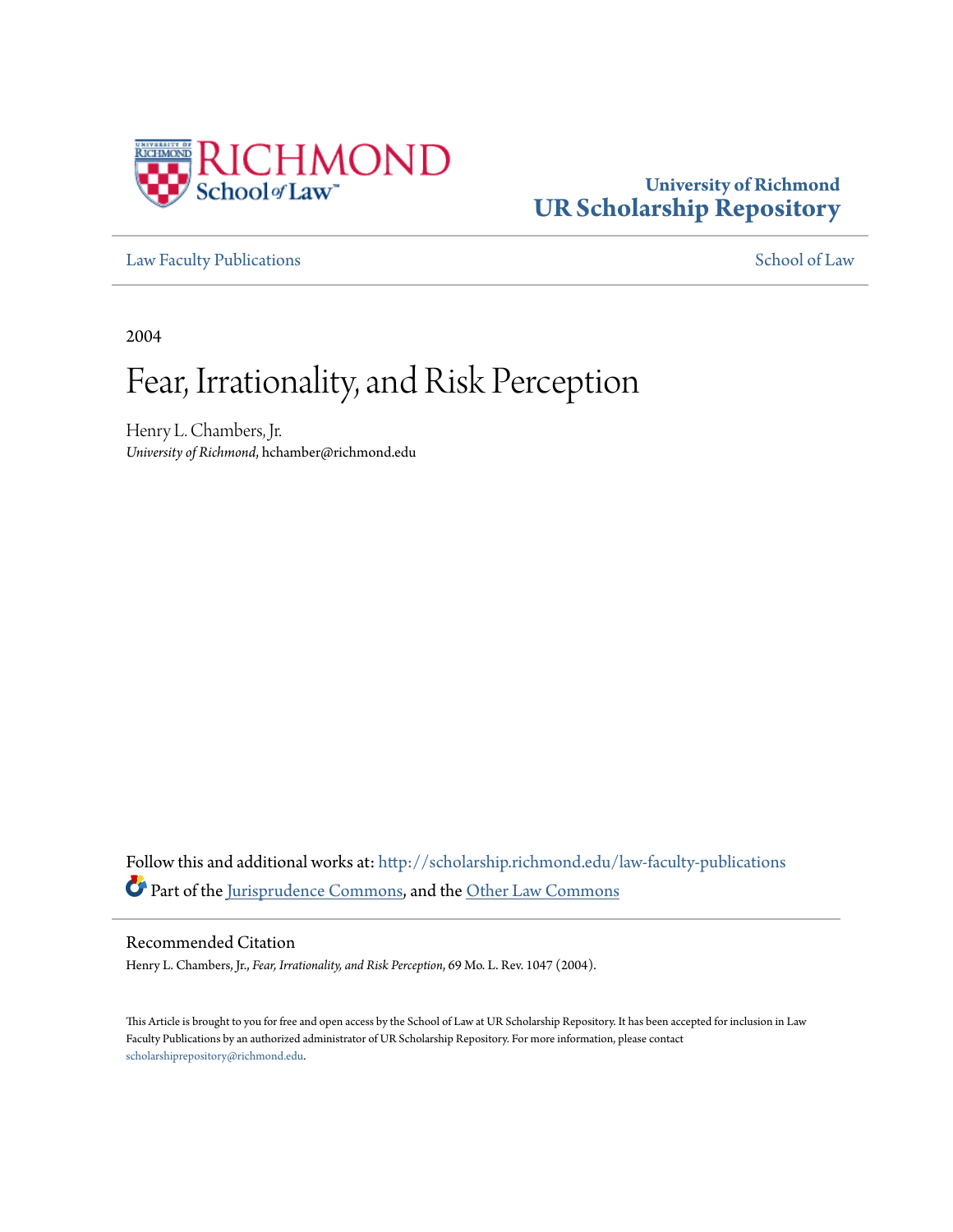University of Richmond
UR Scholarship Repository

Law Faculty Publications | School of Law

2004

# Fear, Irrationality, and Risk Perception

Henry L. Chambers, Jr.
*University of Richmond*, hchamber@richmond.edu

Follow this and additional works at: http://scholarship.richmond.edu/law-faculty-publications
Part of the Jurisprudence Commons, and the Other Law Commons

## Recommended Citation

Henry L. Chambers, Jr., *Fear, Irrationality, and Risk Perception*, 69 Mo. L. Rev. 1047 (2004).

This Article is brought to you for free and open access by the School of Law at UR Scholarship Repository. It has been accepted for inclusion in Law Faculty Publications by an authorized administrator of UR Scholarship Repository. For more information, please contact scholarshiprepository@richmond.edu.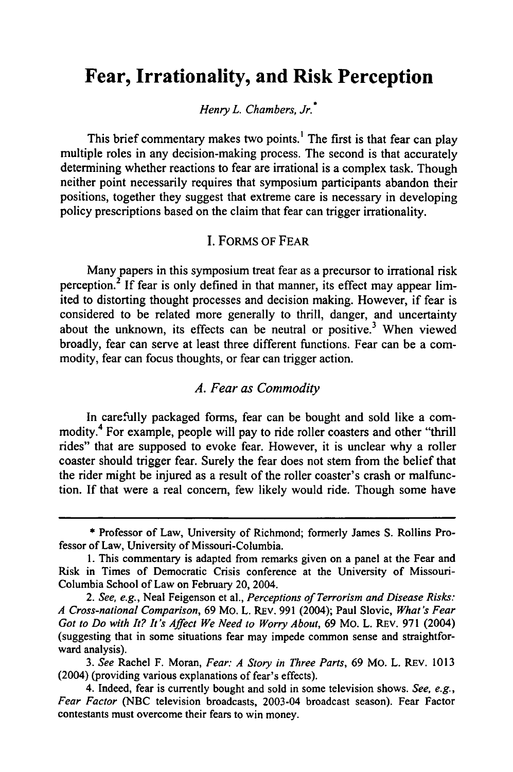# Fear, Irrationality, and Risk Perception

*Henry L. Chambers, Jr.*[*]

This brief commentary makes two points.[1] The first is that fear can play multiple roles in any decision-making process. The second is that accurately determining whether reactions to fear are irrational is a complex task. Though neither point necessarily requires that symposium participants abandon their positions, together they suggest that extreme care is necessary in developing policy prescriptions based on the claim that fear can trigger irrationality.

## I. FORMS OF FEAR

Many papers in this symposium treat fear as a precursor to irrational risk perception.[2] If fear is only defined in that manner, its effect may appear limited to distorting thought processes and decision making. However, if fear is considered to be related more generally to thrill, danger, and uncertainty about the unknown, its effects can be neutral or positive.[3] When viewed broadly, fear can serve at least three different functions. Fear can be a commodity, fear can focus thoughts, or fear can trigger action.

### *A. Fear as Commodity*

In carefully packaged forms, fear can be bought and sold like a commodity.[4] For example, people will pay to ride roller coasters and other "thrill rides" that are supposed to evoke fear. However, it is unclear why a roller coaster should trigger fear. Surely the fear does not stem from the belief that the rider might be injured as a result of the roller coaster's crash or malfunction. If that were a real concern, few likely would ride. Though some have

---

\* Professor of Law, University of Richmond; formerly James S. Rollins Professor of Law, University of Missouri-Columbia.

1. This commentary is adapted from remarks given on a panel at the Fear and Risk in Times of Democratic Crisis conference at the University of Missouri-Columbia School of Law on February 20, 2004.

2. *See, e.g.*, Neal Feigenson et al., *Perceptions of Terrorism and Disease Risks: A Cross-national Comparison*, 69 MO. L. REV. 991 (2004); Paul Slovic, *What's Fear Got to Do with It? It's Affect We Need to Worry About*, 69 MO. L. REV. 971 (2004) (suggesting that in some situations fear may impede common sense and straightforward analysis).

3. *See* Rachel F. Moran, *Fear: A Story in Three Parts*, 69 MO. L. REV. 1013 (2004) (providing various explanations of fear's effects).

4. Indeed, fear is currently bought and sold in some television shows. *See, e.g.*, *Fear Factor* (NBC television broadcasts, 2003-04 broadcast season). Fear Factor contestants must overcome their fears to win money.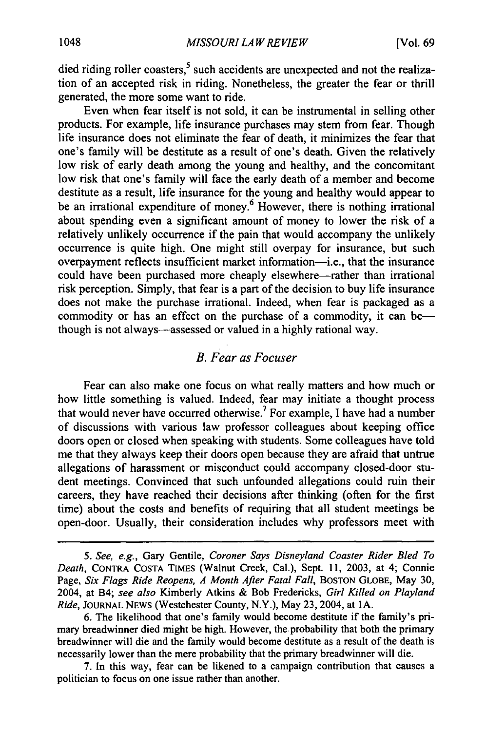died riding roller coasters,[5] such accidents are unexpected and not the realization of an accepted risk in riding. Nonetheless, the greater the fear or thrill generated, the more some want to ride.

Even when fear itself is not sold, it can be instrumental in selling other products. For example, life insurance purchases may stem from fear. Though life insurance does not eliminate the fear of death, it minimizes the fear that one's family will be destitute as a result of one's death. Given the relatively low risk of early death among the young and healthy, and the concomitant low risk that one's family will face the early death of a member and become destitute as a result, life insurance for the young and healthy would appear to be an irrational expenditure of money.[6] However, there is nothing irrational about spending even a significant amount of money to lower the risk of a relatively unlikely occurrence if the pain that would accompany the unlikely occurrence is quite high. One might still overpay for insurance, but such overpayment reflects insufficient market information—i.e., that the insurance could have been purchased more cheaply elsewhere—rather than irrational risk perception. Simply, that fear is a part of the decision to buy life insurance does not make the purchase irrational. Indeed, when fear is packaged as a commodity or has an effect on the purchase of a commodity, it can be—though is not always—assessed or valued in a highly rational way.

### *B. Fear as Focuser*

Fear can also make one focus on what really matters and how much or how little something is valued. Indeed, fear may initiate a thought process that would never have occurred otherwise.[7] For example, I have had a number of discussions with various law professor colleagues about keeping office doors open or closed when speaking with students. Some colleagues have told me that they always keep their doors open because they are afraid that untrue allegations of harassment or misconduct could accompany closed-door student meetings. Convinced that such unfounded allegations could ruin their careers, they have reached their decisions after thinking (often for the first time) about the costs and benefits of requiring that all student meetings be open-door. Usually, their consideration includes why professors meet with

---

5. *See, e.g.*, Gary Gentile, *Coroner Says Disneyland Coaster Rider Bled To Death*, CONTRA COSTA TIMES (Walnut Creek, Cal.), Sept. 11, 2003, at 4; Connie Page, *Six Flags Ride Reopens, A Month After Fatal Fall*, BOSTON GLOBE, May 30, 2004, at B4; *see also* Kimberly Atkins & Bob Fredericks, *Girl Killed on Playland Ride*, JOURNAL NEWS (Westchester County, N.Y.), May 23, 2004, at 1A.

6. The likelihood that one's family would become destitute if the family's primary breadwinner died might be high. However, the probability that both the primary breadwinner will die and the family would become destitute as a result of the death is necessarily lower than the mere probability that the primary breadwinner will die.

7. In this way, fear can be likened to a campaign contribution that causes a politician to focus on one issue rather than another.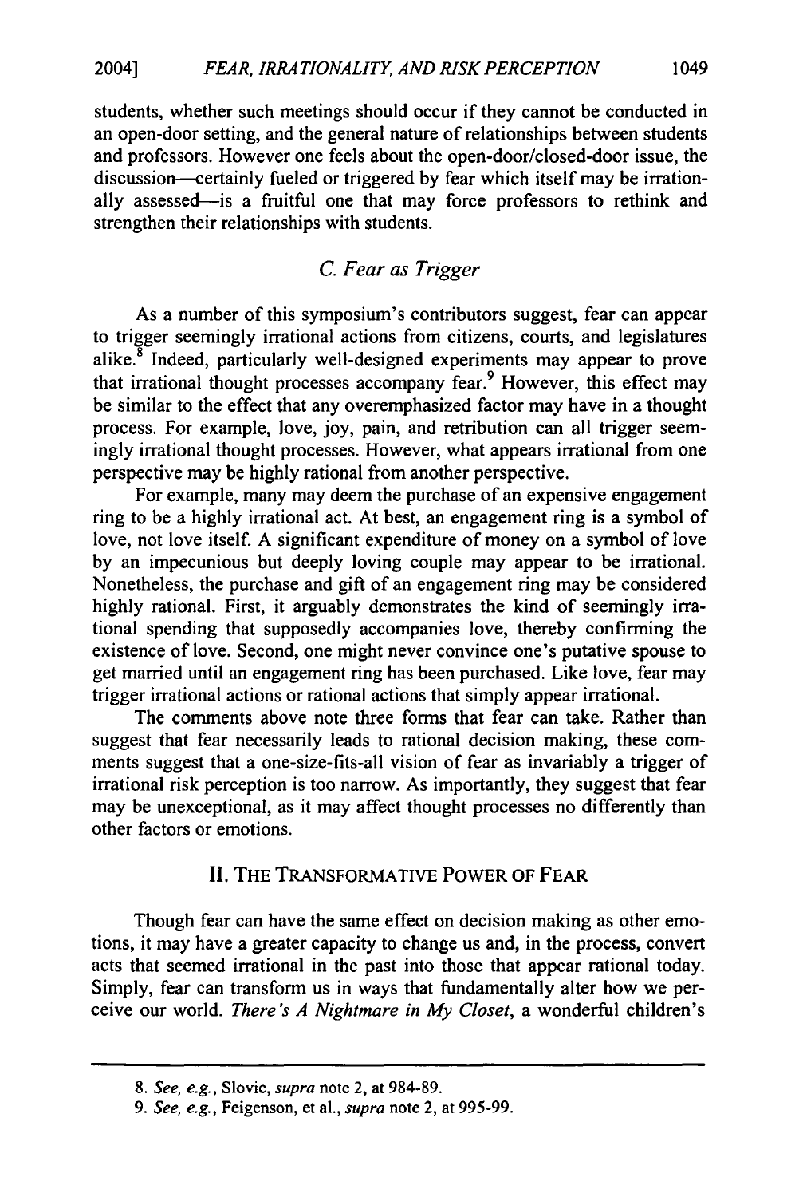students, whether such meetings should occur if they cannot be conducted in an open-door setting, and the general nature of relationships between students and professors. However one feels about the open-door/closed-door issue, the discussion—certainly fueled or triggered by fear which itself may be irrationally assessed—is a fruitful one that may force professors to rethink and strengthen their relationships with students.

### *C. Fear as Trigger*

As a number of this symposium's contributors suggest, fear can appear to trigger seemingly irrational actions from citizens, courts, and legislatures alike.[8] Indeed, particularly well-designed experiments may appear to prove that irrational thought processes accompany fear.[9] However, this effect may be similar to the effect that any overemphasized factor may have in a thought process. For example, love, joy, pain, and retribution can all trigger seemingly irrational thought processes. However, what appears irrational from one perspective may be highly rational from another perspective.

For example, many may deem the purchase of an expensive engagement ring to be a highly irrational act. At best, an engagement ring is a symbol of love, not love itself. A significant expenditure of money on a symbol of love by an impecunious but deeply loving couple may appear to be irrational. Nonetheless, the purchase and gift of an engagement ring may be considered highly rational. First, it arguably demonstrates the kind of seemingly irrational spending that supposedly accompanies love, thereby confirming the existence of love. Second, one might never convince one's putative spouse to get married until an engagement ring has been purchased. Like love, fear may trigger irrational actions or rational actions that simply appear irrational.

The comments above note three forms that fear can take. Rather than suggest that fear necessarily leads to rational decision making, these comments suggest that a one-size-fits-all vision of fear as invariably a trigger of irrational risk perception is too narrow. As importantly, they suggest that fear may be unexceptional, as it may affect thought processes no differently than other factors or emotions.

## II. THE TRANSFORMATIVE POWER OF FEAR

Though fear can have the same effect on decision making as other emotions, it may have a greater capacity to change us and, in the process, convert acts that seemed irrational in the past into those that appear rational today. Simply, fear can transform us in ways that fundamentally alter how we perceive our world. *There's A Nightmare in My Closet*, a wonderful children's

---

8. *See, e.g.*, Slovic, *supra* note 2, at 984-89.

9. *See, e.g.*, Feigenson, et al., *supra* note 2, at 995-99.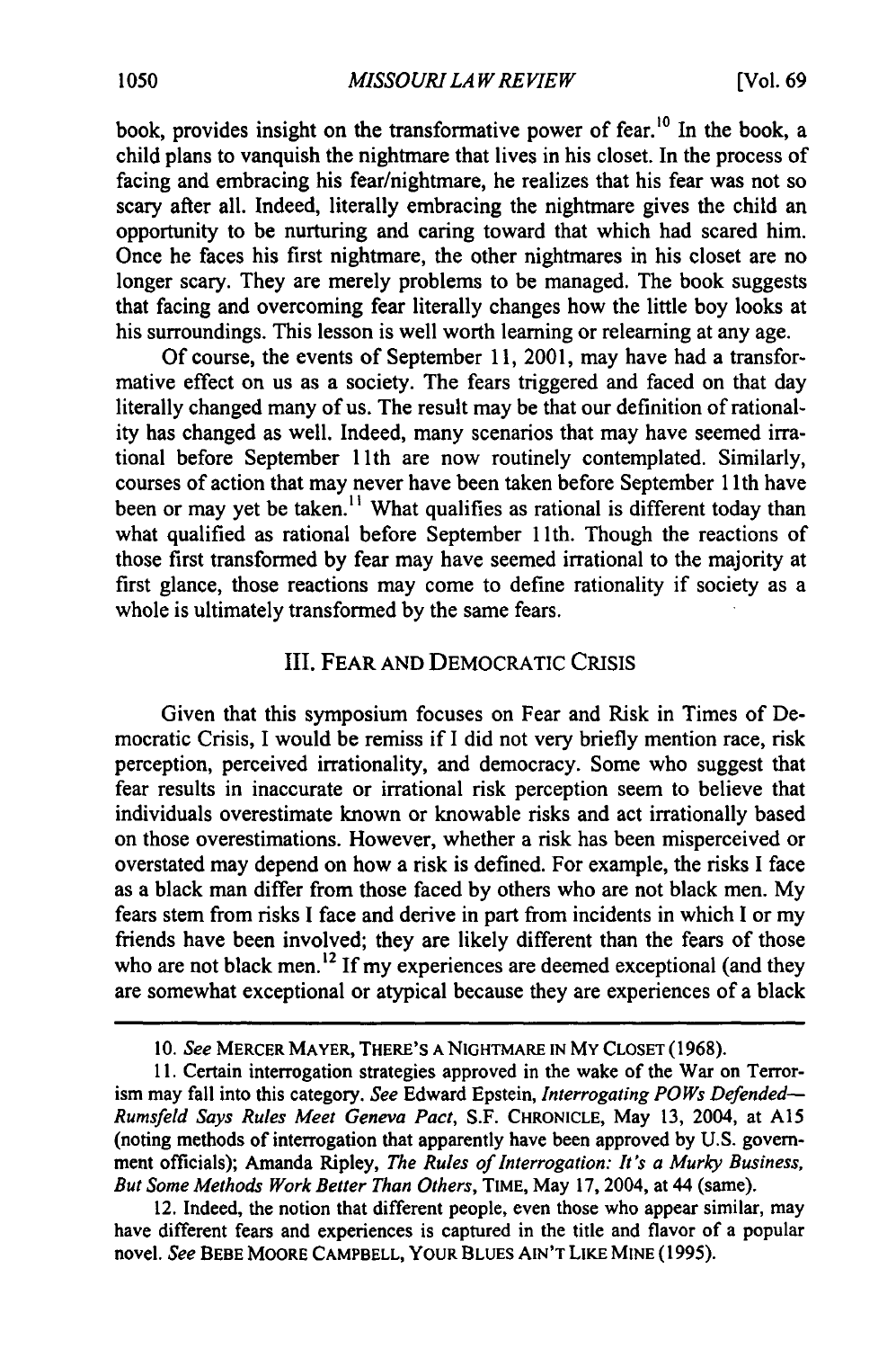book, provides insight on the transformative power of fear.[10] In the book, a child plans to vanquish the nightmare that lives in his closet. In the process of facing and embracing his fear/nightmare, he realizes that his fear was not so scary after all. Indeed, literally embracing the nightmare gives the child an opportunity to be nurturing and caring toward that which had scared him. Once he faces his first nightmare, the other nightmares in his closet are no longer scary. They are merely problems to be managed. The book suggests that facing and overcoming fear literally changes how the little boy looks at his surroundings. This lesson is well worth learning or relearning at any age.

Of course, the events of September 11, 2001, may have had a transformative effect on us as a society. The fears triggered and faced on that day literally changed many of us. The result may be that our definition of rationality has changed as well. Indeed, many scenarios that may have seemed irrational before September 11th are now routinely contemplated. Similarly, courses of action that may never have been taken before September 11th have been or may yet be taken.[11] What qualifies as rational is different today than what qualified as rational before September 11th. Though the reactions of those first transformed by fear may have seemed irrational to the majority at first glance, those reactions may come to define rationality if society as a whole is ultimately transformed by the same fears.

## III. FEAR AND DEMOCRATIC CRISIS

Given that this symposium focuses on Fear and Risk in Times of Democratic Crisis, I would be remiss if I did not very briefly mention race, risk perception, perceived irrationality, and democracy. Some who suggest that fear results in inaccurate or irrational risk perception seem to believe that individuals overestimate known or knowable risks and act irrationally based on those overestimations. However, whether a risk has been misperceived or overstated may depend on how a risk is defined. For example, the risks I face as a black man differ from those faced by others who are not black men. My fears stem from risks I face and derive in part from incidents in which I or my friends have been involved; they are likely different than the fears of those who are not black men.[12] If my experiences are deemed exceptional (and they are somewhat exceptional or atypical because they are experiences of a black

---

10. *See* MERCER MAYER, THERE'S A NIGHTMARE IN MY CLOSET (1968).

11. Certain interrogation strategies approved in the wake of the War on Terrorism may fall into this category. *See* Edward Epstein, *Interrogating POWs Defended—Rumsfeld Says Rules Meet Geneva Pact*, S.F. CHRONICLE, May 13, 2004, at A15 (noting methods of interrogation that apparently have been approved by U.S. government officials); Amanda Ripley, *The Rules of Interrogation: It's a Murky Business, But Some Methods Work Better Than Others*, TIME, May 17, 2004, at 44 (same).

12. Indeed, the notion that different people, even those who appear similar, may have different fears and experiences is captured in the title and flavor of a popular novel. *See* BEBE MOORE CAMPBELL, YOUR BLUES AIN'T LIKE MINE (1995).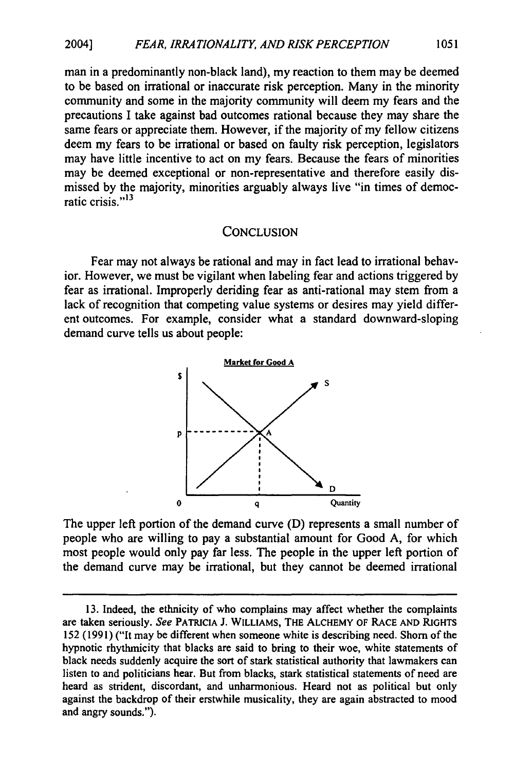man in a predominantly non-black land), my reaction to them may be deemed to be based on irrational or inaccurate risk perception. Many in the minority community and some in the majority community will deem my fears and the precautions I take against bad outcomes rational because they may share the same fears or appreciate them. However, if the majority of my fellow citizens deem my fears to be irrational or based on faulty risk perception, legislators may have little incentive to act on my fears. Because the fears of minorities may be deemed exceptional or non-representative and therefore easily dismissed by the majority, minorities arguably always live "in times of democratic crisis."[13]

## CONCLUSION

Fear may not always be rational and may in fact lead to irrational behavior. However, we must be vigilant when labeling fear and actions triggered by fear as irrational. Improperly deriding fear as anti-rational may stem from a lack of recognition that competing value systems or desires may yield different outcomes. For example, consider what a standard downward-sloping demand curve tells us about people:

Market for Good A

The upper left portion of the demand curve (D) represents a small number of people who are willing to pay a substantial amount for Good A, for which most people would only pay far less. The people in the upper left portion of the demand curve may be irrational, but they cannot be deemed irrational

---

13. Indeed, the ethnicity of who complains may affect whether the complaints are taken seriously. *See* PATRICIA J. WILLIAMS, THE ALCHEMY OF RACE AND RIGHTS 152 (1991) ("It may be different when someone white is describing need. Shorn of the hypnotic rhythmicity that blacks are said to bring to their woe, white statements of black needs suddenly acquire the sort of stark statistical authority that lawmakers can listen to and politicians hear. But from blacks, stark statistical statements of need are heard as strident, discordant, and unharmonious. Heard not as political but only against the backdrop of their erstwhile musicality, they are again abstracted to mood and angry sounds.").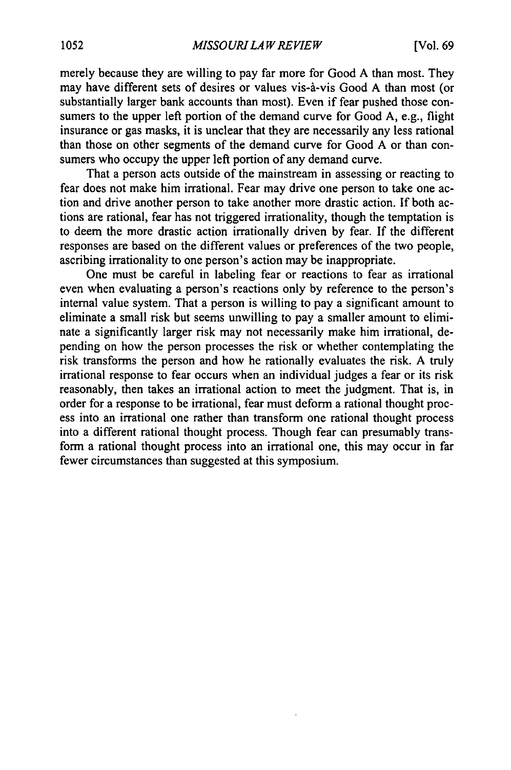merely because they are willing to pay far more for Good A than most. They may have different sets of desires or values vis-à-vis Good A than most (or substantially larger bank accounts than most). Even if fear pushed those consumers to the upper left portion of the demand curve for Good A, e.g., flight insurance or gas masks, it is unclear that they are necessarily any less rational than those on other segments of the demand curve for Good A or than consumers who occupy the upper left portion of any demand curve.

That a person acts outside of the mainstream in assessing or reacting to fear does not make him irrational. Fear may drive one person to take one action and drive another person to take another more drastic action. If both actions are rational, fear has not triggered irrationality, though the temptation is to deem the more drastic action irrationally driven by fear. If the different responses are based on the different values or preferences of the two people, ascribing irrationality to one person's action may be inappropriate.

One must be careful in labeling fear or reactions to fear as irrational even when evaluating a person's reactions only by reference to the person's internal value system. That a person is willing to pay a significant amount to eliminate a small risk but seems unwilling to pay a smaller amount to eliminate a significantly larger risk may not necessarily make him irrational, depending on how the person processes the risk or whether contemplating the risk transforms the person and how he rationally evaluates the risk. A truly irrational response to fear occurs when an individual judges a fear or its risk reasonably, then takes an irrational action to meet the judgment. That is, in order for a response to be irrational, fear must deform a rational thought process into an irrational one rather than transform one rational thought process into a different rational thought process. Though fear can presumably transform a rational thought process into an irrational one, this may occur in far fewer circumstances than suggested at this symposium.